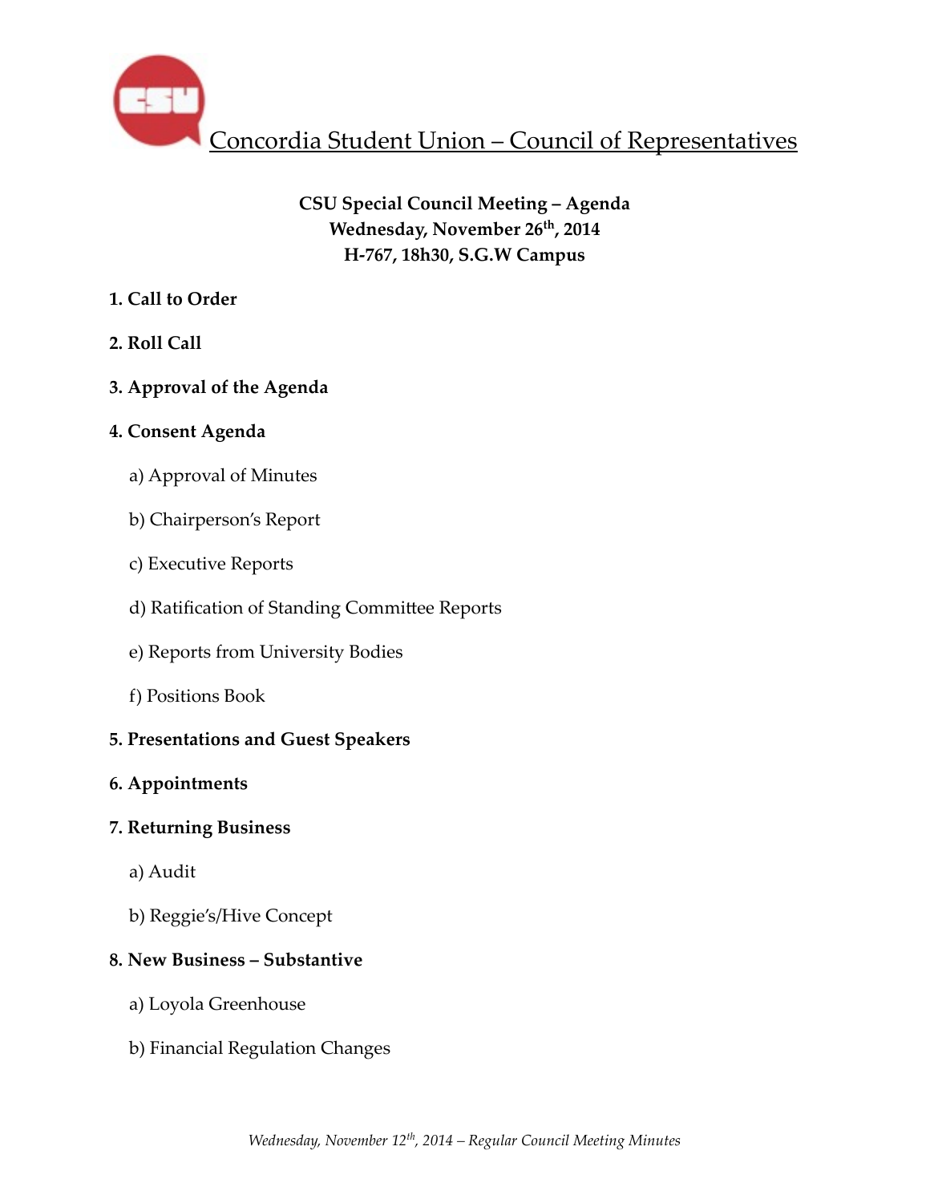# Concordia Student Union – Council of Representatives

**CSU Special Council Meeting – Agenda**
**Wednesday, November 26th, 2014**
**H-767, 18h30, S.G.W Campus**

**1. Call to Order**

**2. Roll Call**

**3. Approval of the Agenda**

**4. Consent Agenda**

a) Approval of Minutes

b) Chairperson's Report

c) Executive Reports

d) Ratification of Standing Committee Reports

e) Reports from University Bodies

f) Positions Book

**5. Presentations and Guest Speakers**

**6. Appointments**

**7. Returning Business**

a) Audit

b) Reggie's/Hive Concept

**8. New Business – Substantive**

a) Loyola Greenhouse

b) Financial Regulation Changes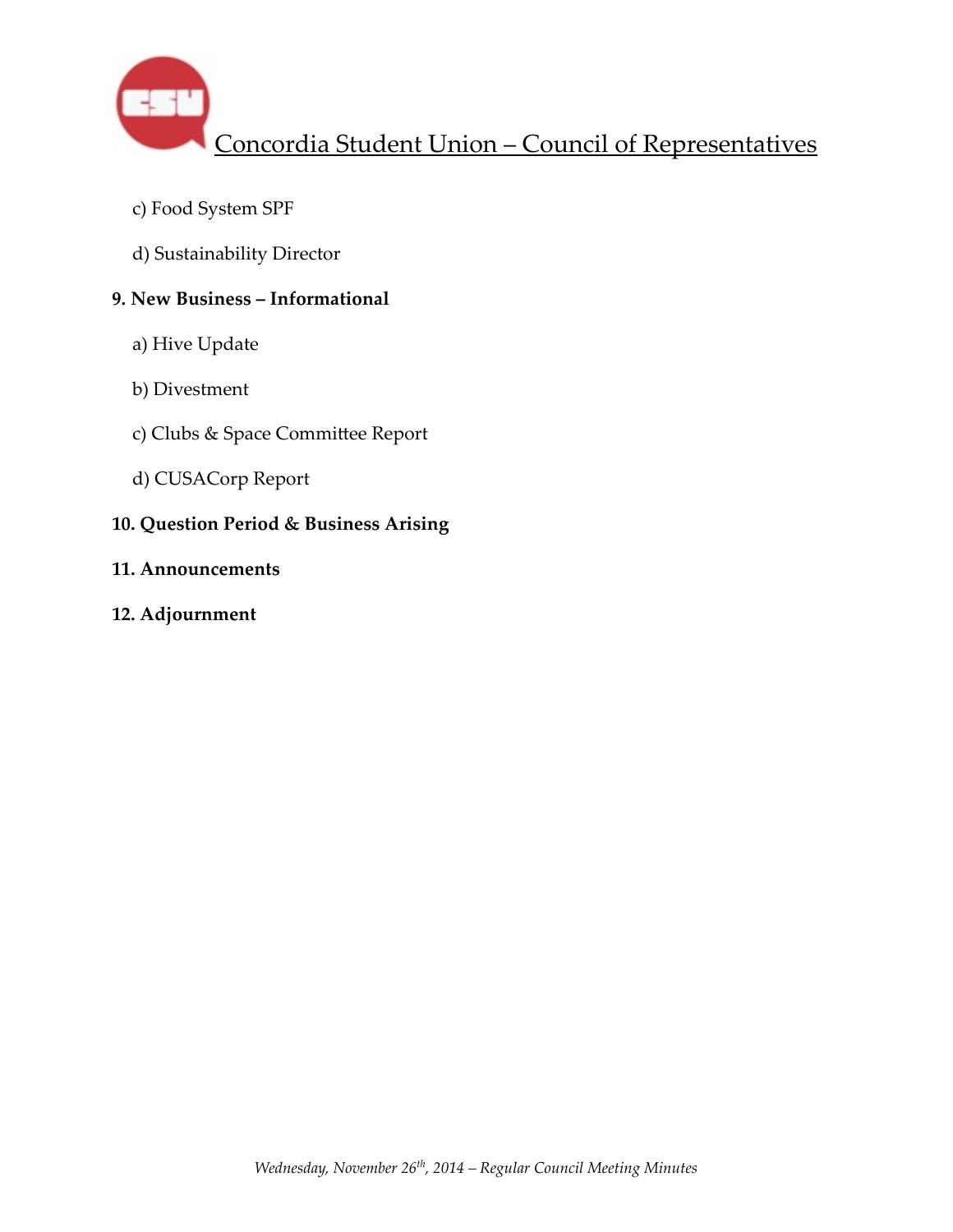c) Food System SPF

d) Sustainability Director

**9. New Business – Informational**

a) Hive Update

b) Divestment

c) Clubs & Space Committee Report

d) CUSACorp Report

**10. Question Period & Business Arising**

**11. Announcements**

**12. Adjournment**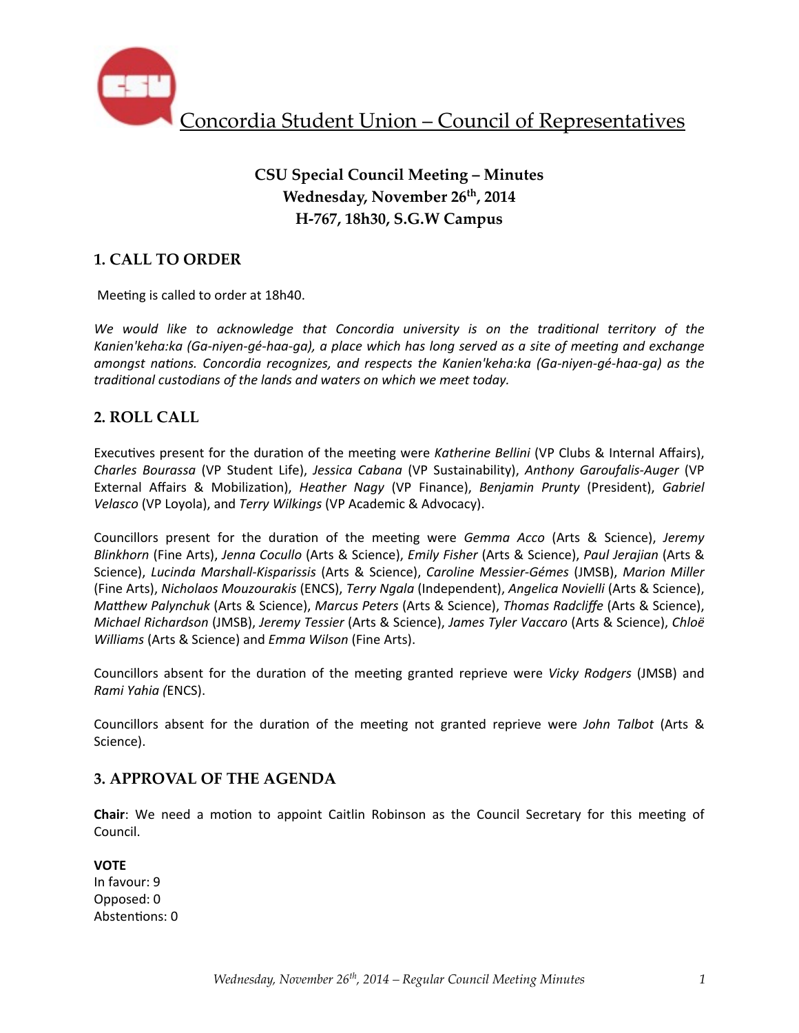Concordia Student Union – Council of Representatives

**CSU Special Council Meeting – Minutes**
**Wednesday, November 26th, 2014**
**H-767, 18h30, S.G.W Campus**

## 1. CALL TO ORDER

Meeting is called to order at 18h40.

*We would like to acknowledge that Concordia university is on the traditional territory of the Kanien'keha:ka (Ga-niyen-gé-haa-ga), a place which has long served as a site of meeting and exchange amongst nations. Concordia recognizes, and respects the Kanien'keha:ka (Ga-niyen-gé-haa-ga) as the traditional custodians of the lands and waters on which we meet today.*

## 2. ROLL CALL

Executives present for the duration of the meeting were *Katherine Bellini* (VP Clubs & Internal Affairs), *Charles Bourassa* (VP Student Life), *Jessica Cabana* (VP Sustainability), *Anthony Garoufalis-Auger* (VP External Affairs & Mobilization), *Heather Nagy* (VP Finance), *Benjamin Prunty* (President), *Gabriel Velasco* (VP Loyola), and *Terry Wilkings* (VP Academic & Advocacy).

Councillors present for the duration of the meeting were *Gemma Acco* (Arts & Science), *Jeremy Blinkhorn* (Fine Arts), *Jenna Cocullo* (Arts & Science), *Emily Fisher* (Arts & Science), *Paul Jerajian* (Arts & Science), *Lucinda Marshall-Kisparissis* (Arts & Science), *Caroline Messier-Gémes* (JMSB), *Marion Miller* (Fine Arts), *Nicholaos Mouzourakis* (ENCS), *Terry Ngala* (Independent), *Angelica Novielli* (Arts & Science), *Matthew Palynchuk* (Arts & Science), *Marcus Peters* (Arts & Science), *Thomas Radcliffe* (Arts & Science), *Michael Richardson* (JMSB), *Jeremy Tessier* (Arts & Science), *James Tyler Vaccaro* (Arts & Science), *Chloë Williams* (Arts & Science) and *Emma Wilson* (Fine Arts).

Councillors absent for the duration of the meeting granted reprieve were *Vicky Rodgers* (JMSB) and *Rami Yahia* (ENCS).

Councillors absent for the duration of the meeting not granted reprieve were *John Talbot* (Arts & Science).

## 3. APPROVAL OF THE AGENDA

**Chair**: We need a motion to appoint Caitlin Robinson as the Council Secretary for this meeting of Council.

**VOTE**
In favour: 9
Opposed: 0
Abstentions: 0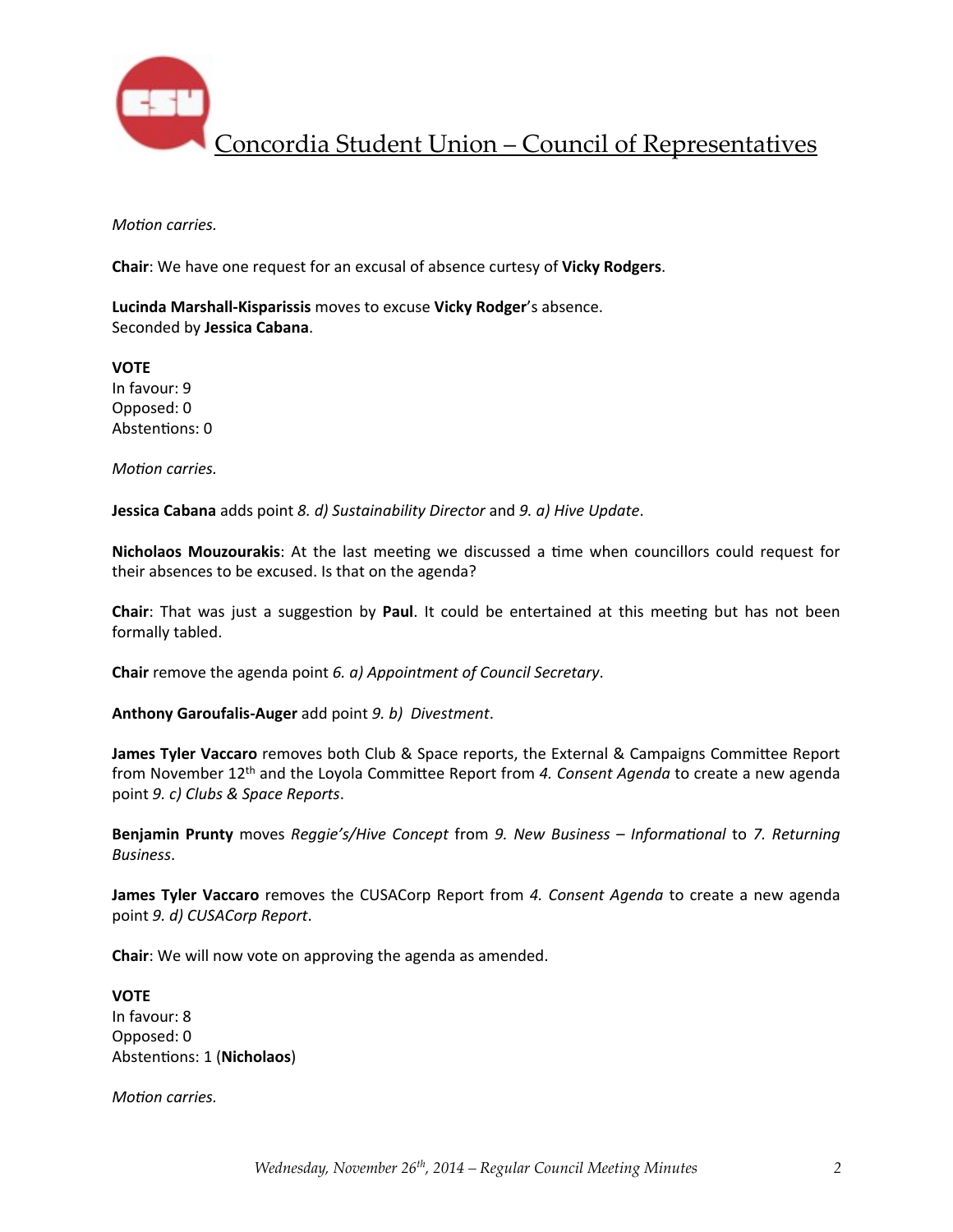*Motion carries.*

**Chair**: We have one request for an excusal of absence curtesy of **Vicky Rodgers**.

**Lucinda Marshall-Kisparissis** moves to excuse **Vicky Rodger**'s absence.
Seconded by **Jessica Cabana**.

**VOTE**
In favour: 9
Opposed: 0
Abstentions: 0

*Motion carries.*

**Jessica Cabana** adds point *8. d) Sustainability Director* and *9. a) Hive Update*.

**Nicholaos Mouzourakis**: At the last meeting we discussed a time when councillors could request for their absences to be excused. Is that on the agenda?

**Chair**: That was just a suggestion by **Paul**. It could be entertained at this meeting but has not been formally tabled.

**Chair** remove the agenda point *6. a) Appointment of Council Secretary*.

**Anthony Garoufalis-Auger** add point *9. b) Divestment*.

**James Tyler Vaccaro** removes both Club & Space reports, the External & Campaigns Committee Report from November 12th and the Loyola Committee Report from *4. Consent Agenda* to create a new agenda point *9. c) Clubs & Space Reports*.

**Benjamin Prunty** moves *Reggie's/Hive Concept* from *9. New Business – Informational* to *7. Returning Business*.

**James Tyler Vaccaro** removes the CUSACorp Report from *4. Consent Agenda* to create a new agenda point *9. d) CUSACorp Report*.

**Chair**: We will now vote on approving the agenda as amended.

**VOTE**
In favour: 8
Opposed: 0
Abstentions: 1 (**Nicholaos**)

*Motion carries.*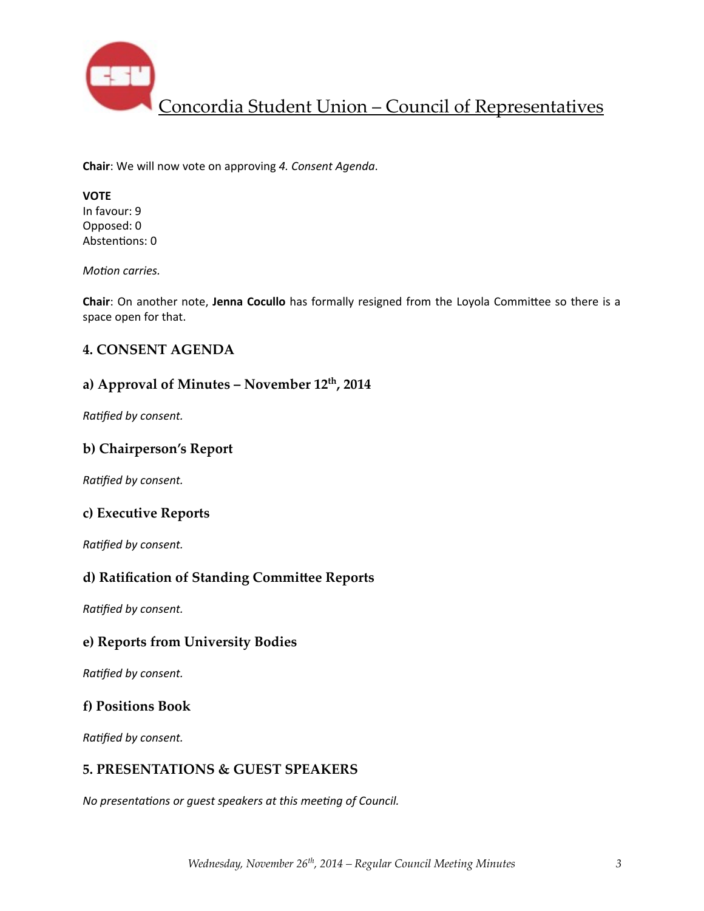**Chair**: We will now vote on approving *4. Consent Agenda*.

**VOTE**
In favour: 9
Opposed: 0
Abstentions: 0

*Motion carries.*

**Chair**: On another note, **Jenna Cocullo** has formally resigned from the Loyola Committee so there is a space open for that.

## 4. CONSENT AGENDA

### a) Approval of Minutes – November 12th, 2014

*Ratified by consent.*

### b) Chairperson's Report

*Ratified by consent.*

### c) Executive Reports

*Ratified by consent.*

### d) Ratification of Standing Committee Reports

*Ratified by consent.*

### e) Reports from University Bodies

*Ratified by consent.*

### f) Positions Book

*Ratified by consent.*

## 5. PRESENTATIONS & GUEST SPEAKERS

*No presentations or guest speakers at this meeting of Council.*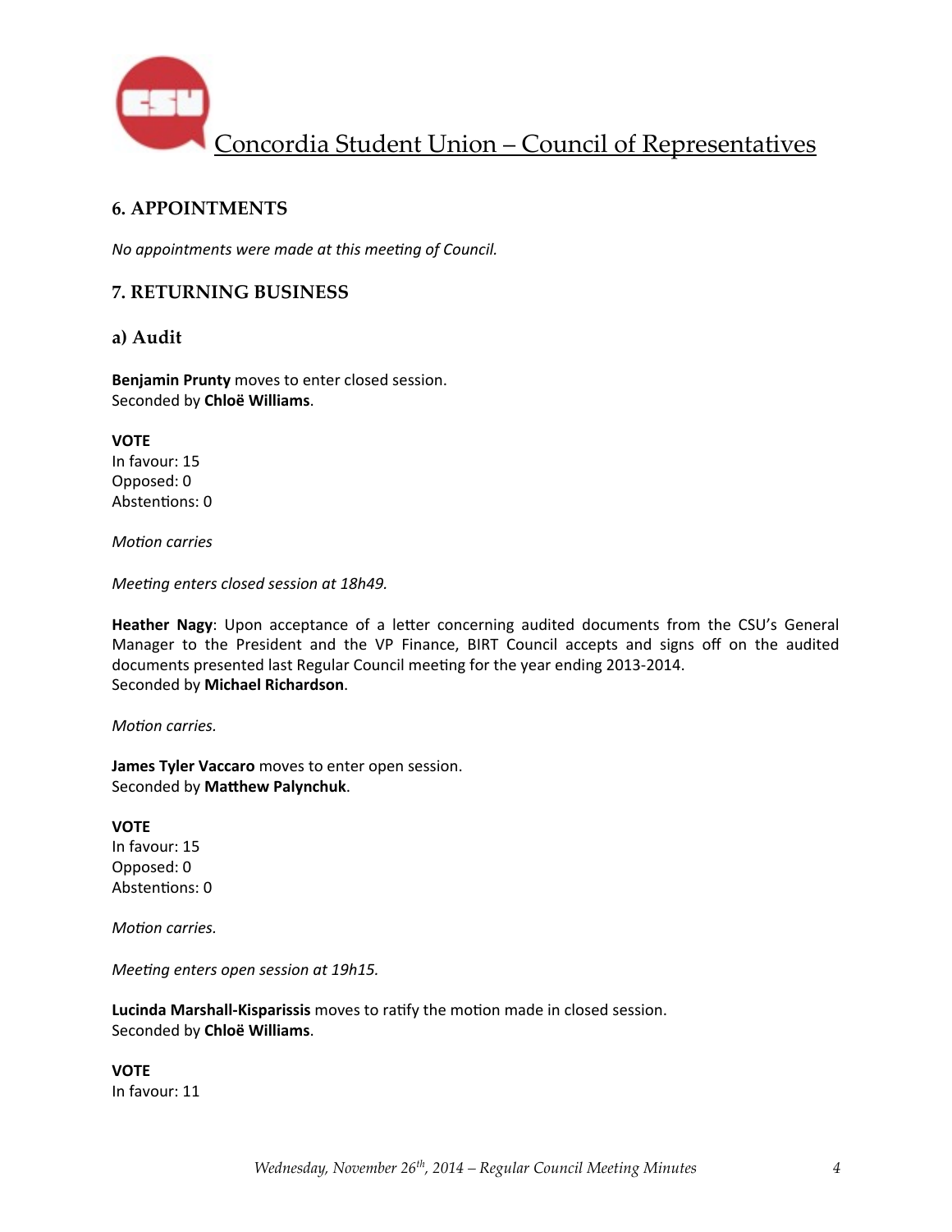## 6. APPOINTMENTS

*No appointments were made at this meeting of Council.*

## 7. RETURNING BUSINESS

### a) Audit

**Benjamin Prunty** moves to enter closed session.
Seconded by **Chloë Williams**.

**VOTE**
In favour: 15
Opposed: 0
Abstentions: 0

*Motion carries*

*Meeting enters closed session at 18h49.*

**Heather Nagy**: Upon acceptance of a letter concerning audited documents from the CSU's General Manager to the President and the VP Finance, BIRT Council accepts and signs off on the audited documents presented last Regular Council meeting for the year ending 2013-2014.
Seconded by **Michael Richardson**.

*Motion carries.*

**James Tyler Vaccaro** moves to enter open session.
Seconded by **Matthew Palynchuk**.

**VOTE**
In favour: 15
Opposed: 0
Abstentions: 0

*Motion carries.*

*Meeting enters open session at 19h15.*

**Lucinda Marshall-Kisparissis** moves to ratify the motion made in closed session.
Seconded by **Chloë Williams**.

**VOTE**
In favour: 11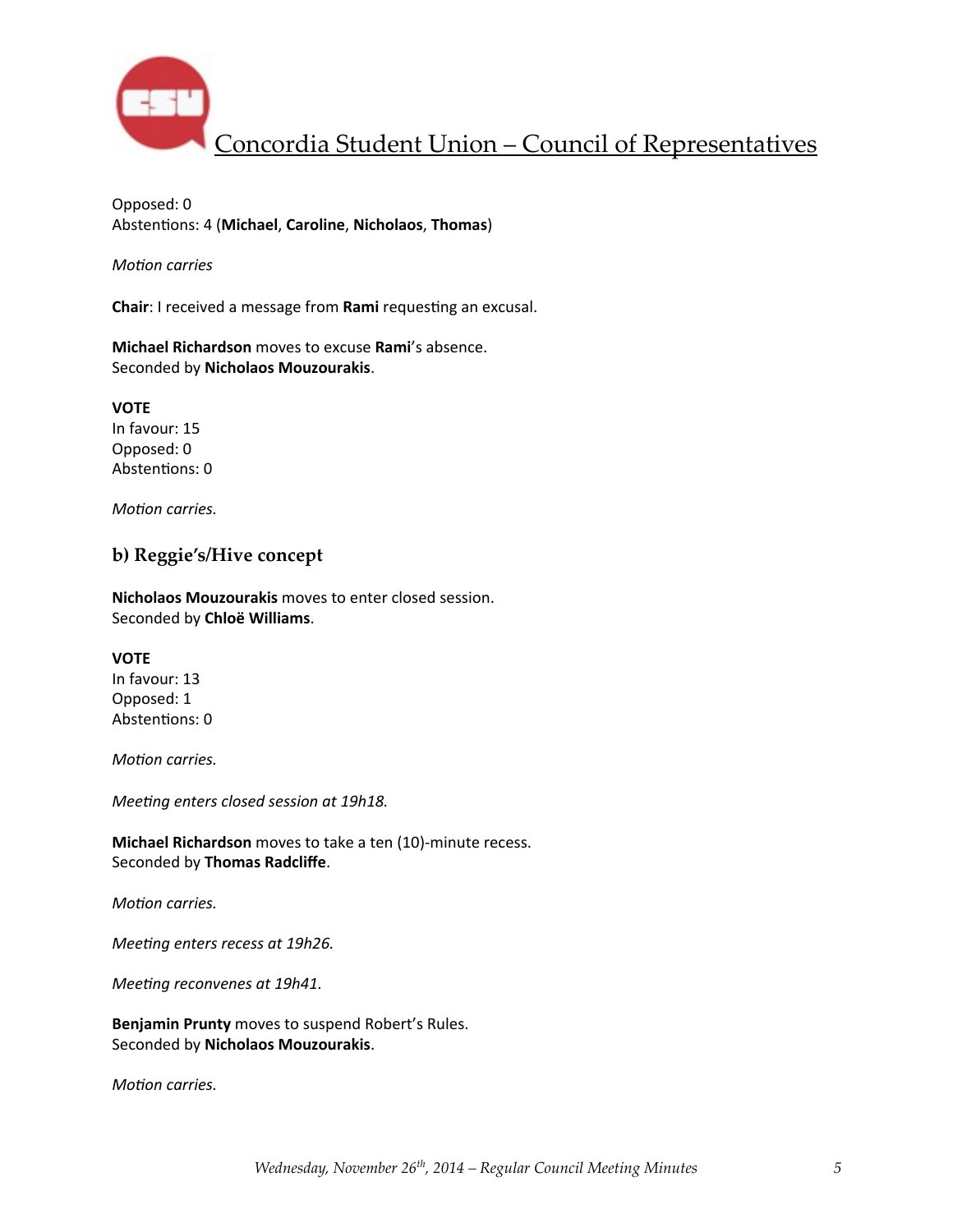Opposed: 0
Abstentions: 4 (**Michael**, **Caroline**, **Nicholaos**, **Thomas**)

*Motion carries*

**Chair**: I received a message from **Rami** requesting an excusal.

**Michael Richardson** moves to excuse **Rami**'s absence.
Seconded by **Nicholaos Mouzourakis**.

**VOTE**
In favour: 15
Opposed: 0
Abstentions: 0

*Motion carries.*

### b) Reggie's/Hive concept

**Nicholaos Mouzourakis** moves to enter closed session.
Seconded by **Chloë Williams**.

**VOTE**
In favour: 13
Opposed: 1
Abstentions: 0

*Motion carries.*

*Meeting enters closed session at 19h18.*

**Michael Richardson** moves to take a ten (10)-minute recess.
Seconded by **Thomas Radcliffe**.

*Motion carries.*

*Meeting enters recess at 19h26.*

*Meeting reconvenes at 19h41.*

**Benjamin Prunty** moves to suspend Robert's Rules.
Seconded by **Nicholaos Mouzourakis**.

*Motion carries.*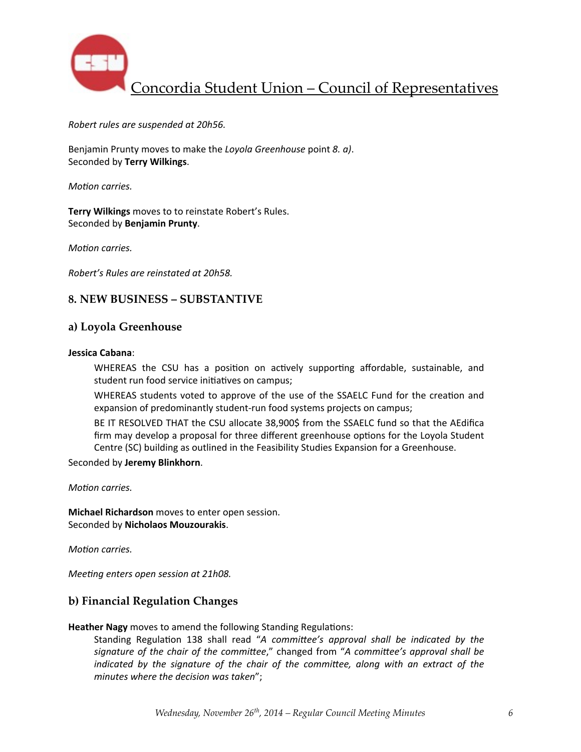*Robert rules are suspended at 20h56.*

Benjamin Prunty moves to make the *Loyola Greenhouse* point *8. a)*.
Seconded by **Terry Wilkings**.

*Motion carries.*

**Terry Wilkings** moves to to reinstate Robert's Rules.
Seconded by **Benjamin Prunty**.

*Motion carries.*

*Robert's Rules are reinstated at 20h58.*

## 8. NEW BUSINESS – SUBSTANTIVE

### a) Loyola Greenhouse

**Jessica Cabana**:

> WHEREAS the CSU has a position on actively supporting affordable, sustainable, and student run food service initiatives on campus;
>
> WHEREAS students voted to approve of the use of the SSAELC Fund for the creation and expansion of predominantly student-run food systems projects on campus;
>
> BE IT RESOLVED THAT the CSU allocate 38,900$ from the SSAELC fund so that the AEdifica firm may develop a proposal for three different greenhouse options for the Loyola Student Centre (SC) building as outlined in the Feasibility Studies Expansion for a Greenhouse.

Seconded by **Jeremy Blinkhorn**.

*Motion carries.*

**Michael Richardson** moves to enter open session.
Seconded by **Nicholaos Mouzourakis**.

*Motion carries.*

*Meeting enters open session at 21h08.*

### b) Financial Regulation Changes

**Heather Nagy** moves to amend the following Standing Regulations:

> Standing Regulation 138 shall read "*A committee's approval shall be indicated by the signature of the chair of the committee*," changed from "*A committee's approval shall be indicated by the signature of the chair of the committee, along with an extract of the minutes where the decision was taken*";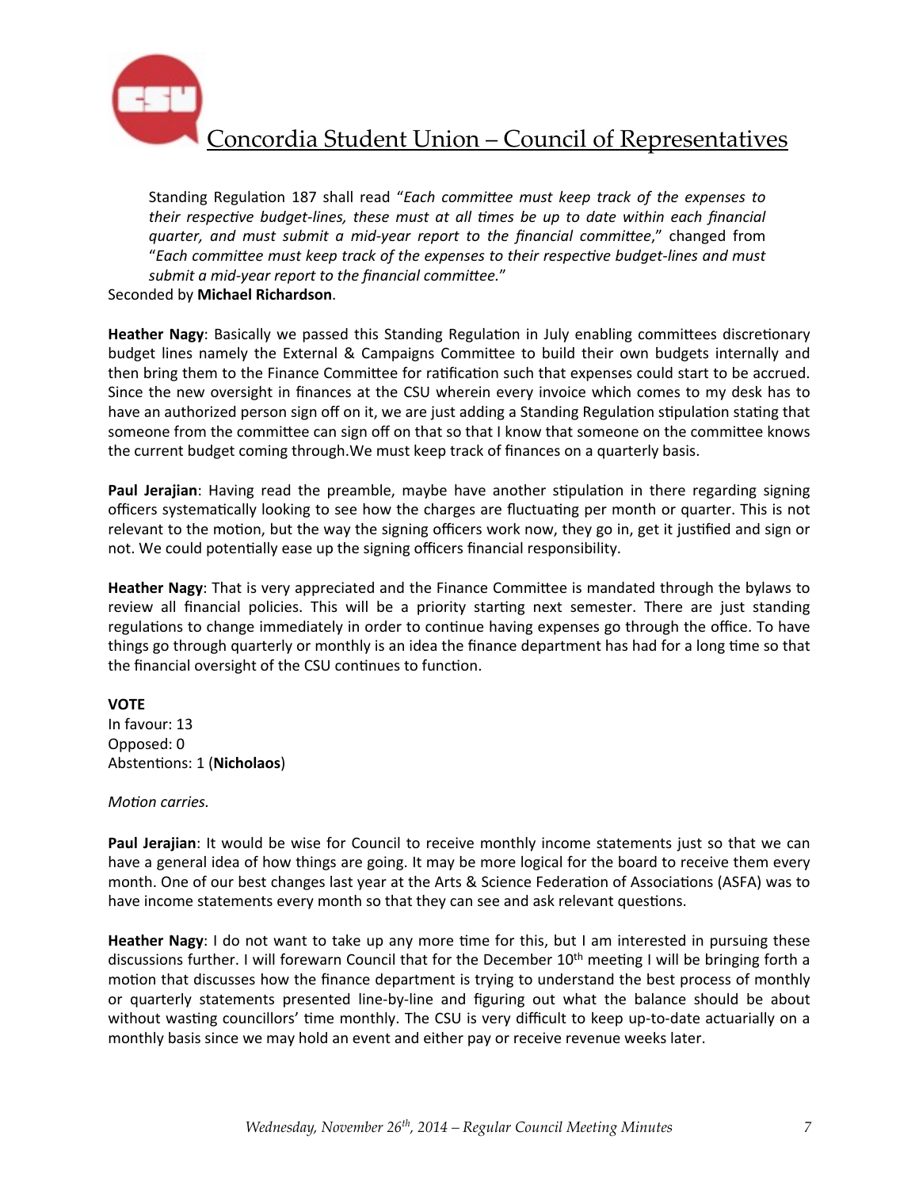Standing Regulation 187 shall read "*Each committee must keep track of the expenses to their respective budget-lines, these must at all times be up to date within each financial quarter, and must submit a mid-year report to the financial committee*," changed from "*Each committee must keep track of the expenses to their respective budget-lines and must submit a mid-year report to the financial committee.*"

Seconded by **Michael Richardson**.

**Heather Nagy**: Basically we passed this Standing Regulation in July enabling committees discretionary budget lines namely the External & Campaigns Committee to build their own budgets internally and then bring them to the Finance Committee for ratification such that expenses could start to be accrued. Since the new oversight in finances at the CSU wherein every invoice which comes to my desk has to have an authorized person sign off on it, we are just adding a Standing Regulation stipulation stating that someone from the committee can sign off on that so that I know that someone on the committee knows the current budget coming through.We must keep track of finances on a quarterly basis.

**Paul Jerajian**: Having read the preamble, maybe have another stipulation in there regarding signing officers systematically looking to see how the charges are fluctuating per month or quarter. This is not relevant to the motion, but the way the signing officers work now, they go in, get it justified and sign or not. We could potentially ease up the signing officers financial responsibility.

**Heather Nagy**: That is very appreciated and the Finance Committee is mandated through the bylaws to review all financial policies. This will be a priority starting next semester. There are just standing regulations to change immediately in order to continue having expenses go through the office. To have things go through quarterly or monthly is an idea the finance department has had for a long time so that the financial oversight of the CSU continues to function.

**VOTE**
In favour: 13
Opposed: 0
Abstentions: 1 (**Nicholaos**)

*Motion carries.*

**Paul Jerajian**: It would be wise for Council to receive monthly income statements just so that we can have a general idea of how things are going. It may be more logical for the board to receive them every month. One of our best changes last year at the Arts & Science Federation of Associations (ASFA) was to have income statements every month so that they can see and ask relevant questions.

**Heather Nagy**: I do not want to take up any more time for this, but I am interested in pursuing these discussions further. I will forewarn Council that for the December 10th meeting I will be bringing forth a motion that discusses how the finance department is trying to understand the best process of monthly or quarterly statements presented line-by-line and figuring out what the balance should be about without wasting councillors' time monthly. The CSU is very difficult to keep up-to-date actuarially on a monthly basis since we may hold an event and either pay or receive revenue weeks later.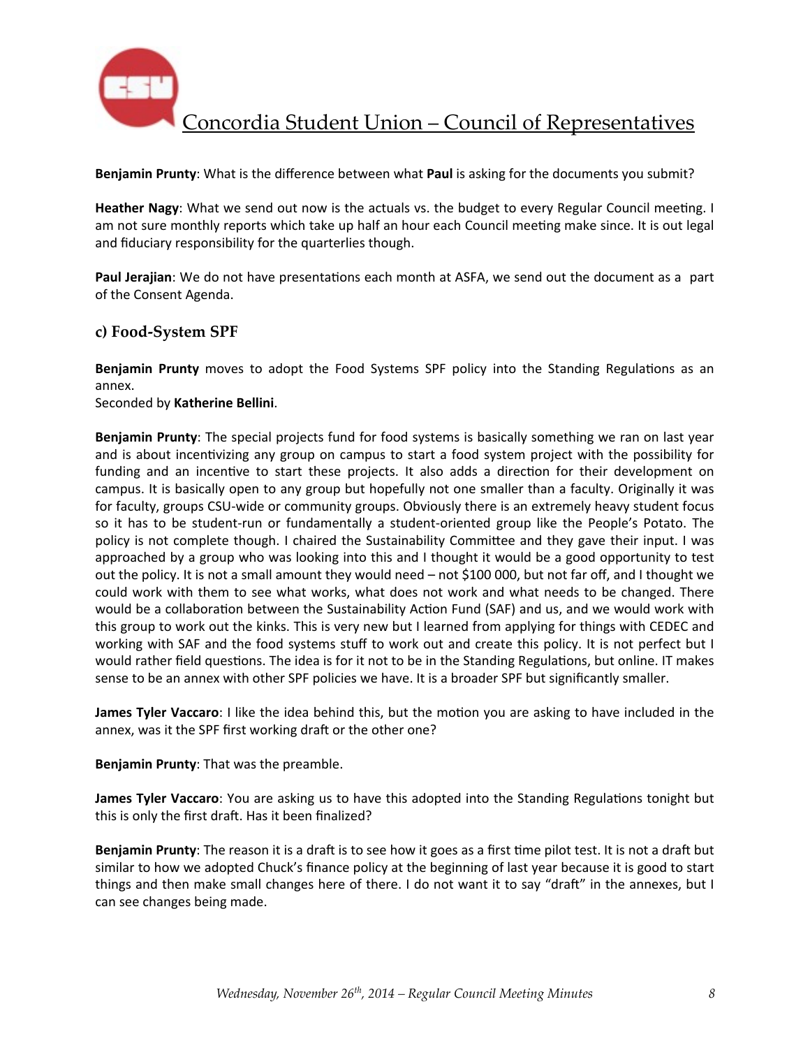**Benjamin Prunty**: What is the difference between what **Paul** is asking for the documents you submit?

**Heather Nagy**: What we send out now is the actuals vs. the budget to every Regular Council meeting. I am not sure monthly reports which take up half an hour each Council meeting make since. It is out legal and fiduciary responsibility for the quarterlies though.

**Paul Jerajian**: We do not have presentations each month at ASFA, we send out the document as a part of the Consent Agenda.

### c) Food-System SPF

**Benjamin Prunty** moves to adopt the Food Systems SPF policy into the Standing Regulations as an annex.
Seconded by **Katherine Bellini**.

**Benjamin Prunty**: The special projects fund for food systems is basically something we ran on last year and is about incentivizing any group on campus to start a food system project with the possibility for funding and an incentive to start these projects. It also adds a direction for their development on campus. It is basically open to any group but hopefully not one smaller than a faculty. Originally it was for faculty, groups CSU-wide or community groups. Obviously there is an extremely heavy student focus so it has to be student-run or fundamentally a student-oriented group like the People's Potato. The policy is not complete though. I chaired the Sustainability Committee and they gave their input. I was approached by a group who was looking into this and I thought it would be a good opportunity to test out the policy. It is not a small amount they would need – not $100 000, but not far off, and I thought we could work with them to see what works, what does not work and what needs to be changed. There would be a collaboration between the Sustainability Action Fund (SAF) and us, and we would work with this group to work out the kinks. This is very new but I learned from applying for things with CEDEC and working with SAF and the food systems stuff to work out and create this policy. It is not perfect but I would rather field questions. The idea is for it not to be in the Standing Regulations, but online. IT makes sense to be an annex with other SPF policies we have. It is a broader SPF but significantly smaller.

**James Tyler Vaccaro**: I like the idea behind this, but the motion you are asking to have included in the annex, was it the SPF first working draft or the other one?

**Benjamin Prunty**: That was the preamble.

**James Tyler Vaccaro**: You are asking us to have this adopted into the Standing Regulations tonight but this is only the first draft. Has it been finalized?

**Benjamin Prunty**: The reason it is a draft is to see how it goes as a first time pilot test. It is not a draft but similar to how we adopted Chuck's finance policy at the beginning of last year because it is good to start things and then make small changes here of there. I do not want it to say "draft" in the annexes, but I can see changes being made.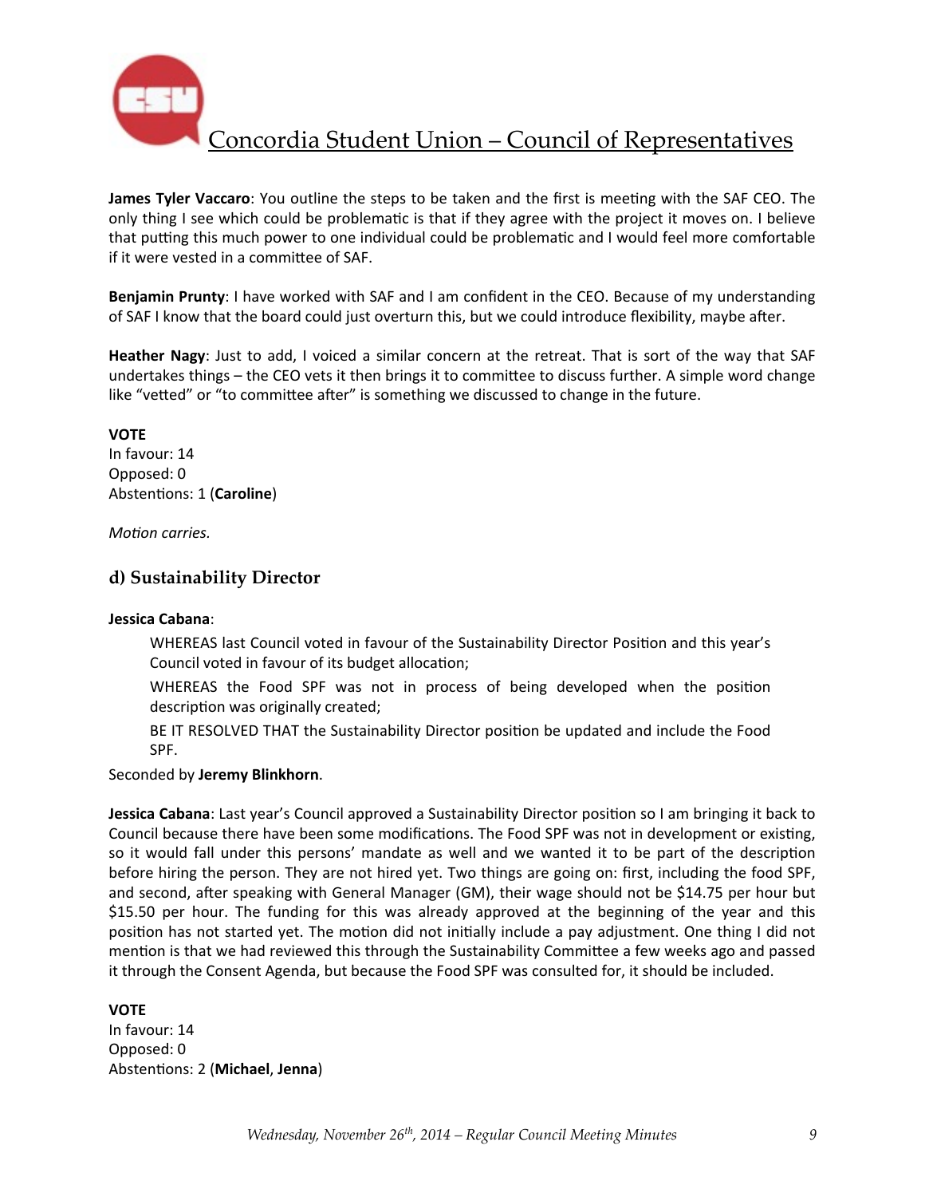**James Tyler Vaccaro**: You outline the steps to be taken and the first is meeting with the SAF CEO. The only thing I see which could be problematic is that if they agree with the project it moves on. I believe that putting this much power to one individual could be problematic and I would feel more comfortable if it were vested in a committee of SAF.

**Benjamin Prunty**: I have worked with SAF and I am confident in the CEO. Because of my understanding of SAF I know that the board could just overturn this, but we could introduce flexibility, maybe after.

**Heather Nagy**: Just to add, I voiced a similar concern at the retreat. That is sort of the way that SAF undertakes things – the CEO vets it then brings it to committee to discuss further. A simple word change like "vetted" or "to committee after" is something we discussed to change in the future.

**VOTE**
In favour: 14
Opposed: 0
Abstentions: 1 (**Caroline**)

*Motion carries.*

### d) Sustainability Director

**Jessica Cabana**:

> WHEREAS last Council voted in favour of the Sustainability Director Position and this year's Council voted in favour of its budget allocation;
>
> WHEREAS the Food SPF was not in process of being developed when the position description was originally created;
>
> BE IT RESOLVED THAT the Sustainability Director position be updated and include the Food SPF.

Seconded by **Jeremy Blinkhorn**.

**Jessica Cabana**: Last year's Council approved a Sustainability Director position so I am bringing it back to Council because there have been some modifications. The Food SPF was not in development or existing, so it would fall under this persons' mandate as well and we wanted it to be part of the description before hiring the person. They are not hired yet. Two things are going on: first, including the food SPF, and second, after speaking with General Manager (GM), their wage should not be $14.75 per hour but $15.50 per hour. The funding for this was already approved at the beginning of the year and this position has not started yet. The motion did not initially include a pay adjustment. One thing I did not mention is that we had reviewed this through the Sustainability Committee a few weeks ago and passed it through the Consent Agenda, but because the Food SPF was consulted for, it should be included.

**VOTE**
In favour: 14
Opposed: 0
Abstentions: 2 (**Michael**, **Jenna**)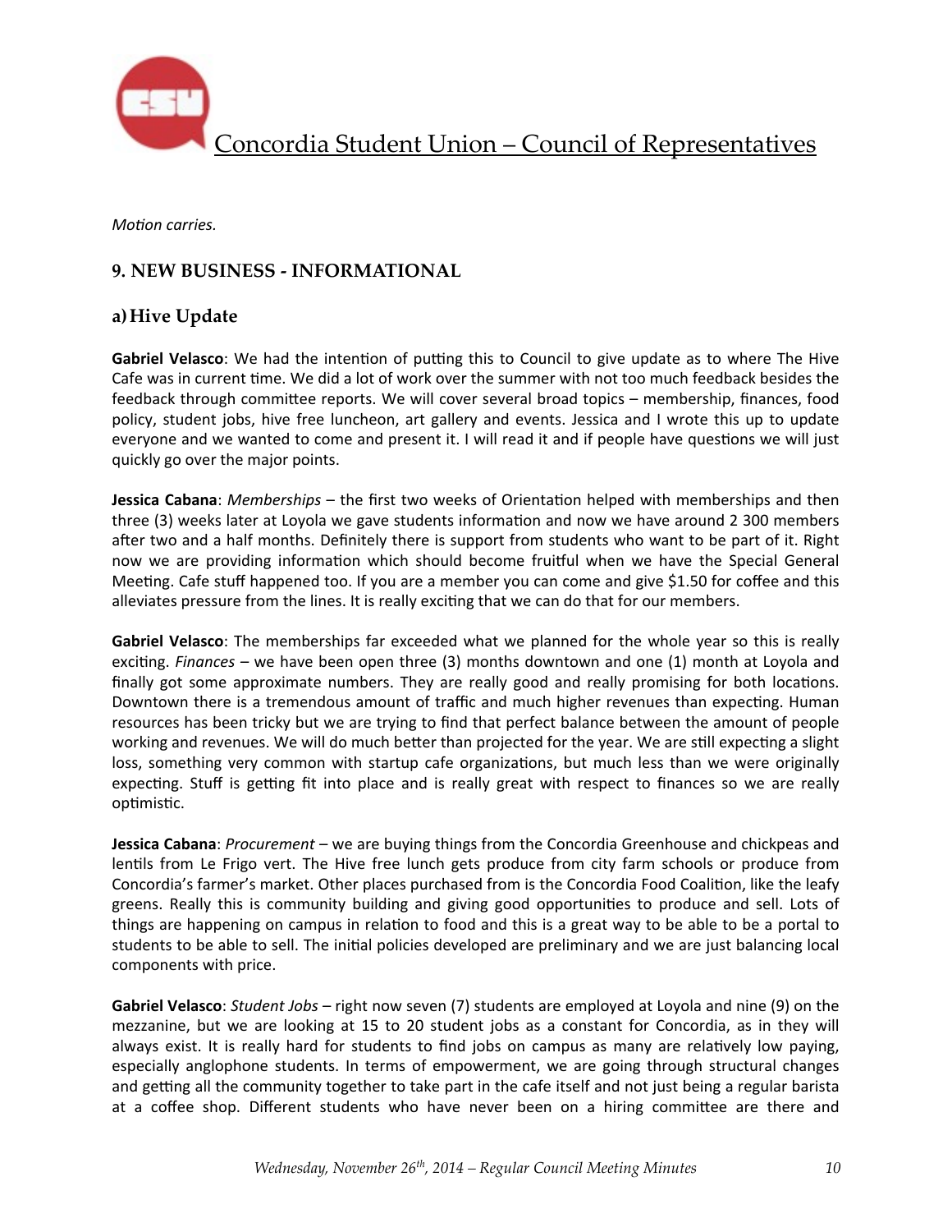*Motion carries.*

## 9. NEW BUSINESS - INFORMATIONAL

### a) Hive Update

**Gabriel Velasco**: We had the intention of putting this to Council to give update as to where The Hive Cafe was in current time. We did a lot of work over the summer with not too much feedback besides the feedback through committee reports. We will cover several broad topics – membership, finances, food policy, student jobs, hive free luncheon, art gallery and events. Jessica and I wrote this up to update everyone and we wanted to come and present it. I will read it and if people have questions we will just quickly go over the major points.

**Jessica Cabana**: *Memberships* – the first two weeks of Orientation helped with memberships and then three (3) weeks later at Loyola we gave students information and now we have around 2 300 members after two and a half months. Definitely there is support from students who want to be part of it. Right now we are providing information which should become fruitful when we have the Special General Meeting. Cafe stuff happened too. If you are a member you can come and give $1.50 for coffee and this alleviates pressure from the lines. It is really exciting that we can do that for our members.

**Gabriel Velasco**: The memberships far exceeded what we planned for the whole year so this is really exciting. *Finances* – we have been open three (3) months downtown and one (1) month at Loyola and finally got some approximate numbers. They are really good and really promising for both locations. Downtown there is a tremendous amount of traffic and much higher revenues than expecting. Human resources has been tricky but we are trying to find that perfect balance between the amount of people working and revenues. We will do much better than projected for the year. We are still expecting a slight loss, something very common with startup cafe organizations, but much less than we were originally expecting. Stuff is getting fit into place and is really great with respect to finances so we are really optimistic.

**Jessica Cabana**: *Procurement* – we are buying things from the Concordia Greenhouse and chickpeas and lentils from Le Frigo vert. The Hive free lunch gets produce from city farm schools or produce from Concordia's farmer's market. Other places purchased from is the Concordia Food Coalition, like the leafy greens. Really this is community building and giving good opportunities to produce and sell. Lots of things are happening on campus in relation to food and this is a great way to be a portal to students to be able to sell. The initial policies developed are preliminary and we are just balancing local components with price.

**Gabriel Velasco**: *Student Jobs* – right now seven (7) students are employed at Loyola and nine (9) on the mezzanine, but we are looking at 15 to 20 student jobs as a constant for Concordia, as in they will always exist. It is really hard for students to find jobs on campus as many are relatively low paying, especially anglophone students. In terms of empowerment, we are going through structural changes and getting all the community together to take part in the cafe itself and not just being a regular barista at a coffee shop. Different students who have never been on a hiring committee are there and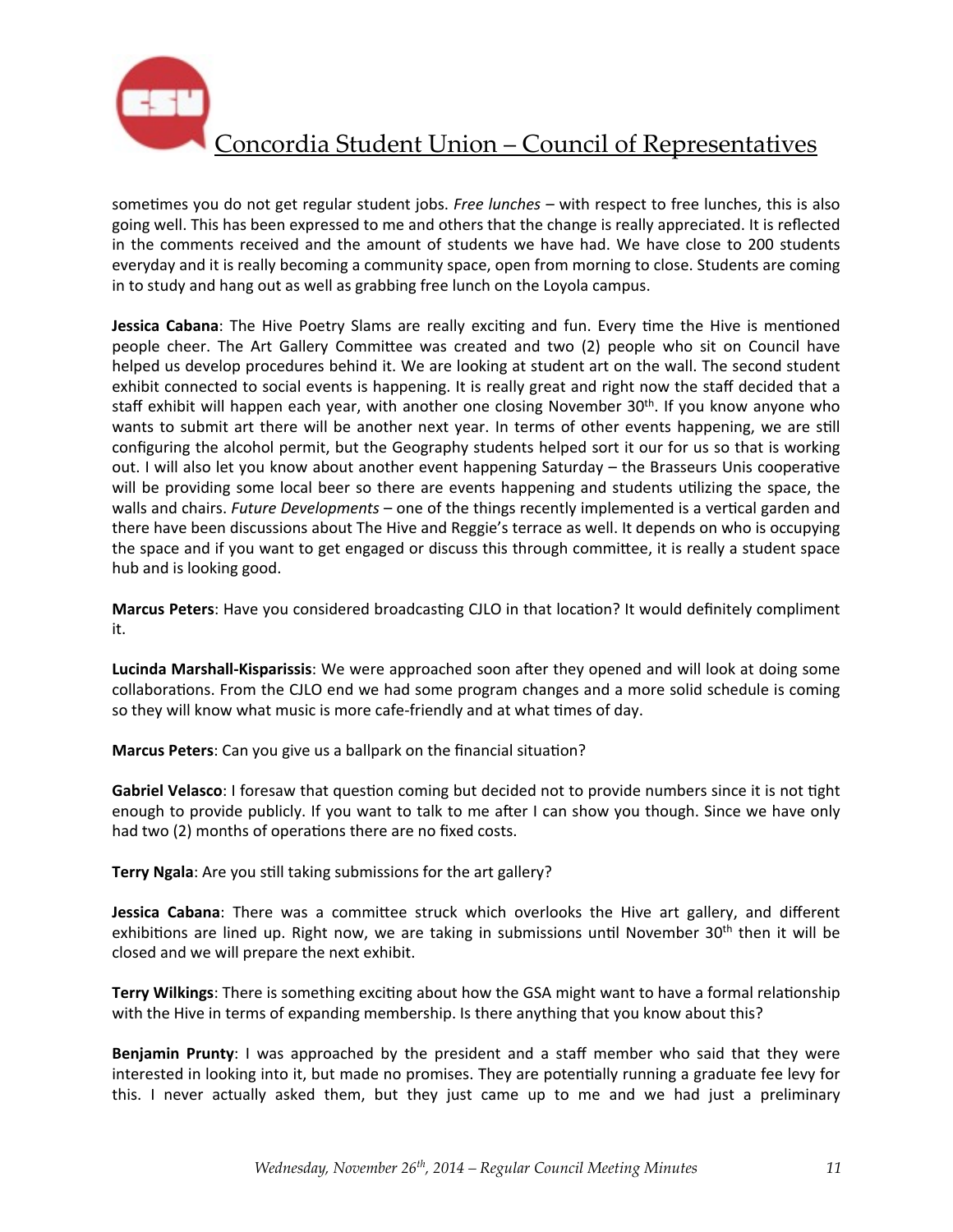sometimes you do not get regular student jobs. *Free lunches* – with respect to free lunches, this is also going well. This has been expressed to me and others that the change is really appreciated. It is reflected in the comments received and the amount of students we have had. We have close to 200 students everyday and it is really becoming a community space, open from morning to close. Students are coming in to study and hang out as well as grabbing free lunch on the Loyola campus.

**Jessica Cabana**: The Hive Poetry Slams are really exciting and fun. Every time the Hive is mentioned people cheer. The Art Gallery Committee was created and two (2) people who sit on Council have helped us develop procedures behind it. We are looking at student art on the wall. The second student exhibit connected to social events is happening. It is really great and right now the staff decided that a staff exhibit will happen each year, with another one closing November 30th. If you know anyone who wants to submit art there will be another next year. In terms of other events happening, we are still configuring the alcohol permit, but the Geography students helped sort it our for us so that is working out. I will also let you know about another event happening Saturday – the Brasseurs Unis cooperative will be providing some local beer so there are events happening and students utilizing the space, the walls and chairs. *Future Developments* – one of the things recently implemented is a vertical garden and there have been discussions about The Hive and Reggie's terrace as well. It depends on who is occupying the space and if you want to get engaged or discuss this through committee, it is really a student space hub and is looking good.

**Marcus Peters**: Have you considered broadcasting CJLO in that location? It would definitely compliment it.

**Lucinda Marshall-Kisparissis**: We were approached soon after they opened and will look at doing some collaborations. From the CJLO end we had some program changes and a more solid schedule is coming so they will know what music is more cafe-friendly and at what times of day.

**Marcus Peters**: Can you give us a ballpark on the financial situation?

**Gabriel Velasco**: I foresaw that question coming but decided not to provide numbers since it is not tight enough to provide publicly. If you want to talk to me after I can show you though. Since we have only had two (2) months of operations there are no fixed costs.

**Terry Ngala**: Are you still taking submissions for the art gallery?

**Jessica Cabana**: There was a committee struck which overlooks the Hive art gallery, and different exhibitions are lined up. Right now, we are taking in submissions until November 30th then it will be closed and we will prepare the next exhibit.

**Terry Wilkings**: There is something exciting about how the GSA might want to have a formal relationship with the Hive in terms of expanding membership. Is there anything that you know about this?

**Benjamin Prunty**: I was approached by the president and a staff member who said that they were interested in looking into it, but made no promises. They are potentially running a graduate fee levy for this. I never actually asked them, but they just came up to me and we had just a preliminary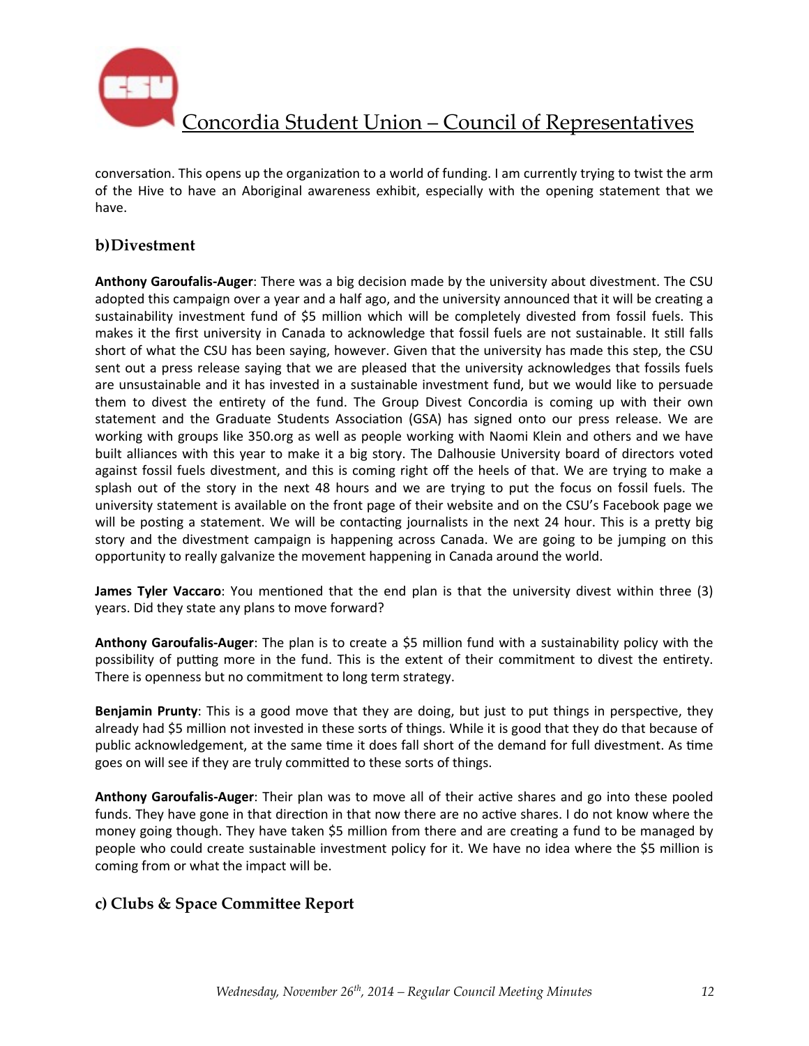conversation. This opens up the organization to a world of funding. I am currently trying to twist the arm of the Hive to have an Aboriginal awareness exhibit, especially with the opening statement that we have.

## b) Divestment

**Anthony Garoufalis-Auger**: There was a big decision made by the university about divestment. The CSU adopted this campaign over a year and a half ago, and the university announced that it will be creating a sustainability investment fund of $5 million which will be completely divested from fossil fuels. This makes it the first university in Canada to acknowledge that fossil fuels are not sustainable. It still falls short of what the CSU has been saying, however. Given that the university has made this step, the CSU sent out a press release saying that we are pleased that the university acknowledges that fossils fuels are unsustainable and it has invested in a sustainable investment fund, but we would like to persuade them to divest the entirety of the fund. The Group Divest Concordia is coming up with their own statement and the Graduate Students Association (GSA) has signed onto our press release. We are working with groups like 350.org as well as people working with Naomi Klein and others and we have built alliances with this year to make it a big story. The Dalhousie University board of directors voted against fossil fuels divestment, and this is coming right off the heels of that. We are trying to make a splash out of the story in the next 48 hours and we are trying to put the focus on fossil fuels. The university statement is available on the front page of their website and on the CSU's Facebook page we will be posting a statement. We will be contacting journalists in the next 24 hour. This is a pretty big story and the divestment campaign is happening across Canada. We are going to be jumping on this opportunity to really galvanize the movement happening in Canada around the world.

**James Tyler Vaccaro**: You mentioned that the end plan is that the university divest within three (3) years. Did they state any plans to move forward?

**Anthony Garoufalis-Auger**: The plan is to create a $5 million fund with a sustainability policy with the possibility of putting more in the fund. This is the extent of their commitment to divest the entirety. There is openness but no commitment to long term strategy.

**Benjamin Prunty**: This is a good move that they are doing, but just to put things in perspective, they already had $5 million not invested in these sorts of things. While it is good that they do that because of public acknowledgement, at the same time it does fall short of the demand for full divestment. As time goes on will see if they are truly committed to these sorts of things.

**Anthony Garoufalis-Auger**: Their plan was to move all of their active shares and go into these pooled funds. They have gone in that direction in that now there are no active shares. I do not know where the money going though. They have taken $5 million from there and are creating a fund to be managed by people who could create sustainable investment policy for it. We have no idea where the $5 million is coming from or what the impact will be.

## c) Clubs & Space Committee Report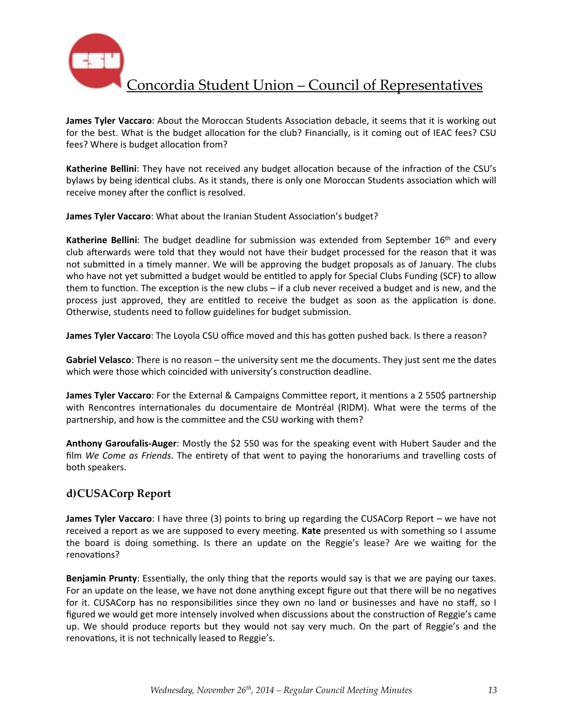**James Tyler Vaccaro**: About the Moroccan Students Association debacle, it seems that it is working out for the best. What is the budget allocation for the club? Financially, is it coming out of IEAC fees? CSU fees? Where is budget allocation from?

**Katherine Bellini**: They have not received any budget allocation because of the infraction of the CSU's bylaws by being identical clubs. As it stands, there is only one Moroccan Students association which will receive money after the conflict is resolved.

**James Tyler Vaccaro**: What about the Iranian Student Association's budget?

**Katherine Bellini**: The budget deadline for submission was extended from September 16th and every club afterwards were told that they would not have their budget processed for the reason that it was not submitted in a timely manner. We will be approving the budget proposals as of January. The clubs who have not yet submitted a budget would be entitled to apply for Special Clubs Funding (SCF) to allow them to function. The exception is the new clubs – if a club never received a budget and is new, and the process just approved, they are entitled to receive the budget as soon as the application is done. Otherwise, students need to follow guidelines for budget submission.

**James Tyler Vaccaro**: The Loyola CSU office moved and this has gotten pushed back. Is there a reason?

**Gabriel Velasco**: There is no reason – the university sent me the documents. They just sent me the dates which were those which coincided with university's construction deadline.

**James Tyler Vaccaro**: For the External & Campaigns Committee report, it mentions a 2 550$ partnership with Rencontres internationales du documentaire de Montréal (RIDM). What were the terms of the partnership, and how is the committee and the CSU working with them?

**Anthony Garoufalis-Auger**: Mostly the $2 550 was for the speaking event with Hubert Sauder and the film *We Come as Friends*. The entirety of that went to paying the honorariums and travelling costs of both speakers.

## d) CUSACorp Report

**James Tyler Vaccaro**: I have three (3) points to bring up regarding the CUSACorp Report – we have not received a report as we are supposed to every meeting. **Kate** presented us with something so I assume the board is doing something. Is there an update on the Reggie's lease? Are we waiting for the renovations?

**Benjamin Prunty**: Essentially, the only thing that the reports would say is that we are paying our taxes. For an update on the lease, we have not done anything except figure out that there will be no negatives for it. CUSACorp has no responsibilities since they own no land or businesses and have no staff, so I figured we would get more intensely involved when discussions about the construction of Reggie's came up. We should produce reports but they would not say very much. On the part of Reggie's and the renovations, it is not technically leased to Reggie's.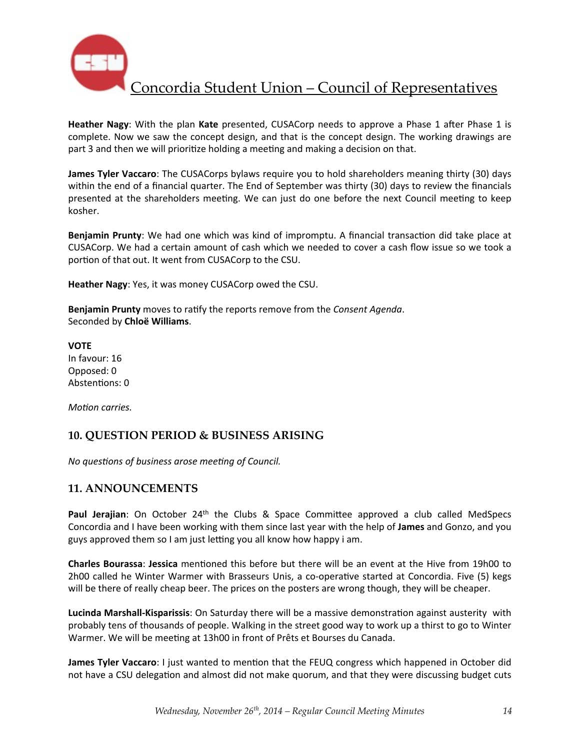**Heather Nagy**: With the plan **Kate** presented, CUSACorp needs to approve a Phase 1 after Phase 1 is complete. Now we saw the concept design, and that is the concept design. The working drawings are part 3 and then we will prioritize holding a meeting and making a decision on that.

**James Tyler Vaccaro**: The CUSACorps bylaws require you to hold shareholders meaning thirty (30) days within the end of a financial quarter. The End of September was thirty (30) days to review the financials presented at the shareholders meeting. We can just do one before the next Council meeting to keep kosher.

**Benjamin Prunty**: We had one which was kind of impromptu. A financial transaction did take place at CUSACorp. We had a certain amount of cash which we needed to cover a cash flow issue so we took a portion of that out. It went from CUSACorp to the CSU.

**Heather Nagy**: Yes, it was money CUSACorp owed the CSU.

**Benjamin Prunty** moves to ratify the reports remove from the *Consent Agenda*.
Seconded by **Chloë Williams**.

**VOTE**
In favour: 16
Opposed: 0
Abstentions: 0

*Motion carries.*

## 10. QUESTION PERIOD & BUSINESS ARISING

*No questions of business arose meeting of Council.*

## 11. ANNOUNCEMENTS

**Paul Jerajian**: On October 24th the Clubs & Space Committee approved a club called MedSpecs Concordia and I have been working with them since last year with the help of **James** and Gonzo, and you guys approved them so I am just letting you all know how happy i am.

**Charles Bourassa**: **Jessica** mentioned this before but there will be an event at the Hive from 19h00 to 2h00 called he Winter Warmer with Brasseurs Unis, a co-operative started at Concordia. Five (5) kegs will be there of really cheap beer. The prices on the posters are wrong though, they will be cheaper.

**Lucinda Marshall-Kisparissis**: On Saturday there will be a massive demonstration against austerity with probably tens of thousands of people. Walking in the street good way to work up a thirst to go to Winter Warmer. We will be meeting at 13h00 in front of Prêts et Bourses du Canada.

**James Tyler Vaccaro**: I just wanted to mention that the FEUQ congress which happened in October did not have a CSU delegation and almost did not make quorum, and that they were discussing budget cuts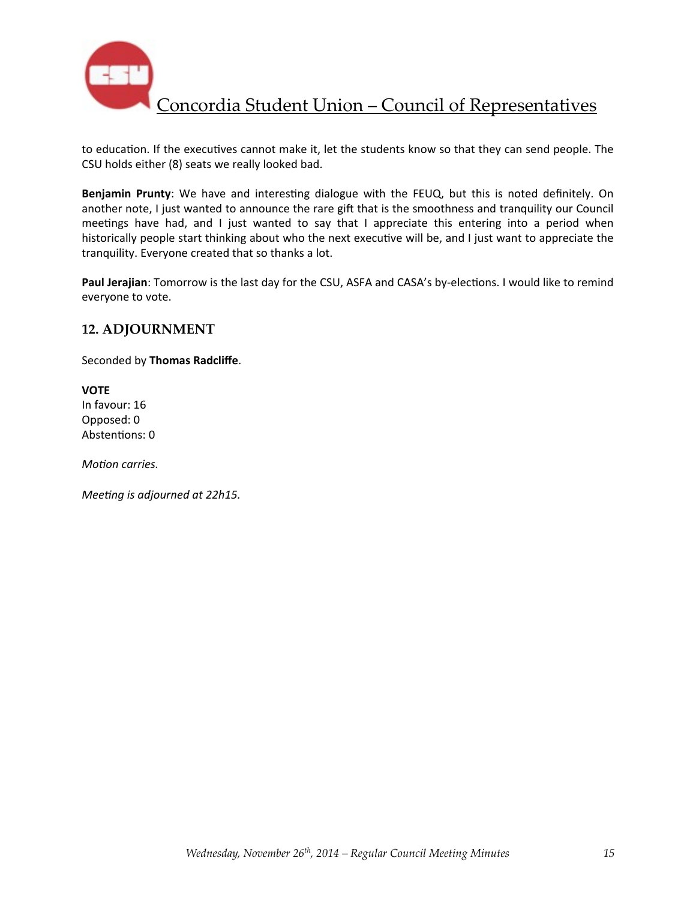to education. If the executives cannot make it, let the students know so that they can send people. The CSU holds either (8) seats we really looked bad.

**Benjamin Prunty**: We have and interesting dialogue with the FEUQ, but this is noted definitely. On another note, I just wanted to announce the rare gift that is the smoothness and tranquility our Council meetings have had, and I just wanted to say that I appreciate this entering into a period when historically people start thinking about who the next executive will be, and I just want to appreciate the tranquility. Everyone created that so thanks a lot.

**Paul Jerajian**: Tomorrow is the last day for the CSU, ASFA and CASA's by-elections. I would like to remind everyone to vote.

## 12. ADJOURNMENT

Seconded by **Thomas Radcliffe**.

**VOTE**
In favour: 16
Opposed: 0
Abstentions: 0

*Motion carries.*

*Meeting is adjourned at 22h15.*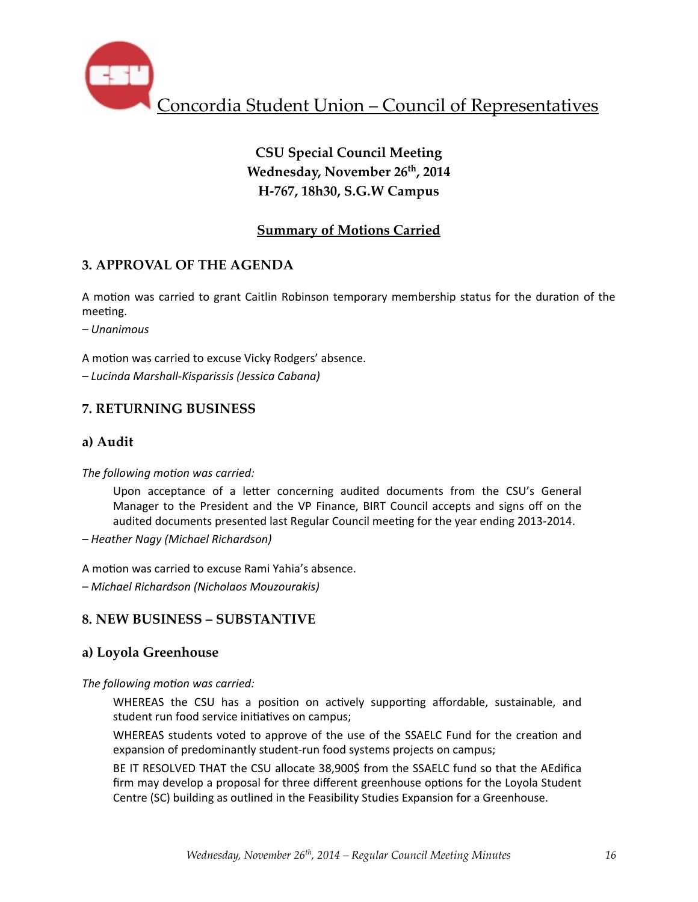Concordia Student Union – Council of Representatives

**CSU Special Council Meeting**
**Wednesday, November 26th, 2014**
**H-767, 18h30, S.G.W Campus**

**Summary of Motions Carried**

## 3. APPROVAL OF THE AGENDA

A motion was carried to grant Caitlin Robinson temporary membership status for the duration of the meeting.

*– Unanimous*

A motion was carried to excuse Vicky Rodgers' absence.

*– Lucinda Marshall-Kisparissis (Jessica Cabana)*

## 7. RETURNING BUSINESS

### a) Audit

*The following motion was carried:*

> Upon acceptance of a letter concerning audited documents from the CSU's General Manager to the President and the VP Finance, BIRT Council accepts and signs off on the audited documents presented last Regular Council meeting for the year ending 2013-2014.

*– Heather Nagy (Michael Richardson)*

A motion was carried to excuse Rami Yahia's absence.

*– Michael Richardson (Nicholaos Mouzourakis)*

## 8. NEW BUSINESS – SUBSTANTIVE

### a) Loyola Greenhouse

*The following motion was carried:*

> WHEREAS the CSU has a position on actively supporting affordable, sustainable, and student run food service initiatives on campus;
>
> WHEREAS students voted to approve of the use of the SSAELC Fund for the creation and expansion of predominantly student-run food systems projects on campus;
>
> BE IT RESOLVED THAT the CSU allocate 38,900$ from the SSAELC fund so that the AEdifica firm may develop a proposal for three different greenhouse options for the Loyola Student Centre (SC) building as outlined in the Feasibility Studies Expansion for a Greenhouse.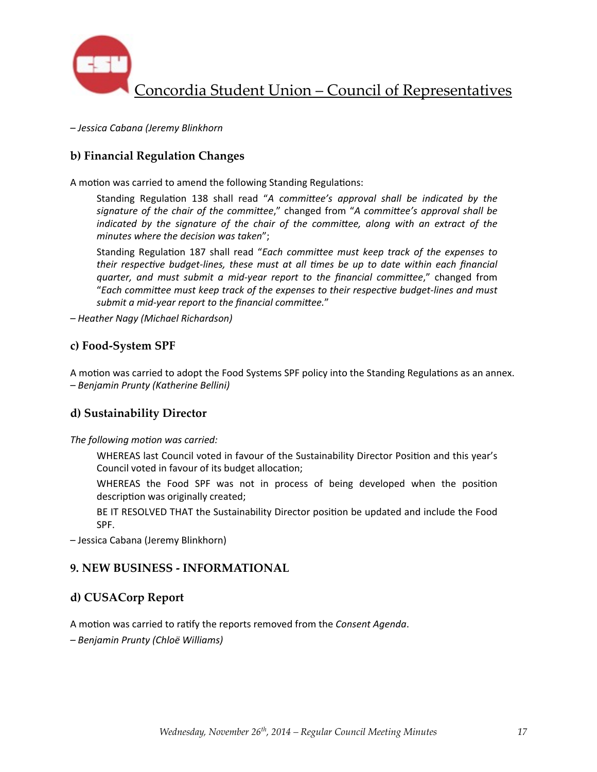*– Jessica Cabana (Jeremy Blinkhorn*

### b) Financial Regulation Changes

A motion was carried to amend the following Standing Regulations:

> Standing Regulation 138 shall read "*A committee's approval shall be indicated by the signature of the chair of the committee*," changed from "*A committee's approval shall be indicated by the signature of the chair of the committee, along with an extract of the minutes where the decision was taken*";
>
> Standing Regulation 187 shall read "*Each committee must keep track of the expenses to their respective budget-lines, these must at all times be up to date within each financial quarter, and must submit a mid-year report to the financial committee*," changed from "*Each committee must keep track of the expenses to their respective budget-lines and must submit a mid-year report to the financial committee.*"

*– Heather Nagy (Michael Richardson)*

### c) Food-System SPF

A motion was carried to adopt the Food Systems SPF policy into the Standing Regulations as an annex.
*– Benjamin Prunty (Katherine Bellini)*

### d) Sustainability Director

*The following motion was carried:*

> WHEREAS last Council voted in favour of the Sustainability Director Position and this year's Council voted in favour of its budget allocation;
>
> WHEREAS the Food SPF was not in process of being developed when the position description was originally created;
>
> BE IT RESOLVED THAT the Sustainability Director position be updated and include the Food SPF.

– Jessica Cabana (Jeremy Blinkhorn)

## 9. NEW BUSINESS - INFORMATIONAL

### d) CUSACorp Report

A motion was carried to ratify the reports removed from the *Consent Agenda*.

*– Benjamin Prunty (Chloë Williams)*